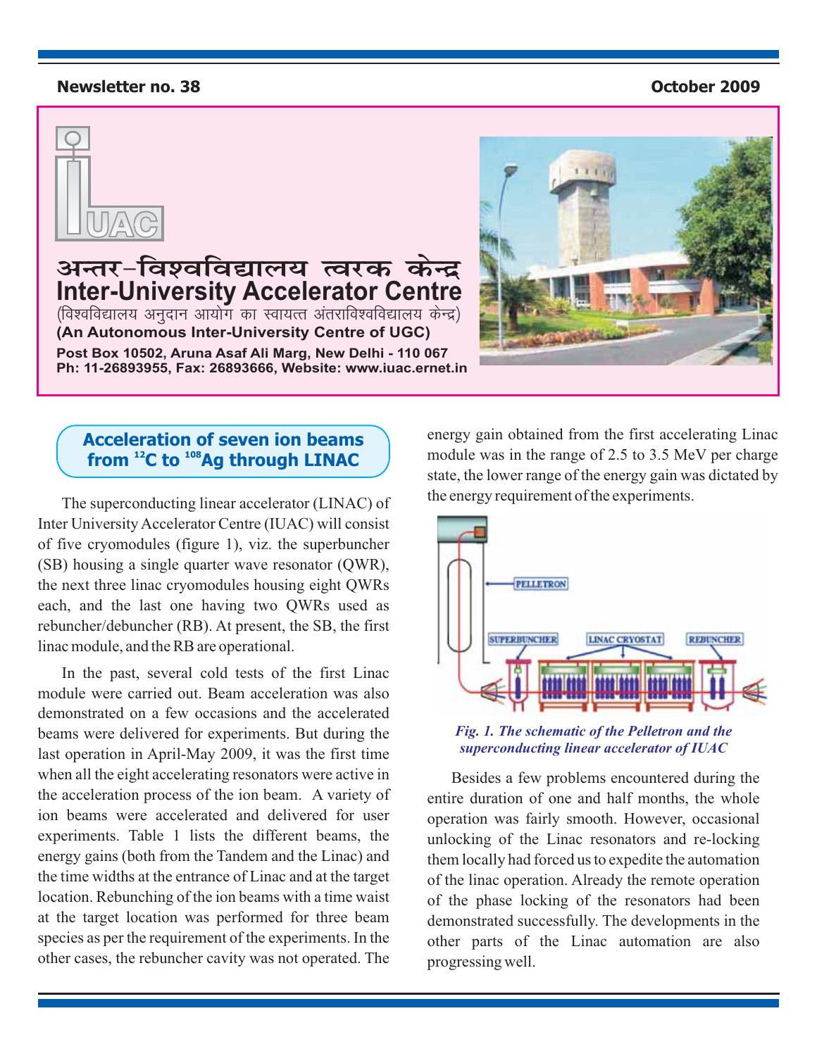**Newsletter no. 38** **October 2009**

# अन्तर-विश्वविद्यालय त्वरक केन्द्र
# Inter-University Accelerator Centre

(विश्वविद्यालय अनुदान आयोग का स्वायत्त अंतराविश्वविद्यालय केन्द्र)

**(An Autonomous Inter-University Centre of UGC)**

**Post Box 10502, Aruna Asaf Ali Marg, New Delhi - 110 067**
**Ph: 11-26893955, Fax: 26893666, Website: www.iuac.ernet.in**

## Acceleration of seven ion beams from $^{12}$C to $^{108}$Ag through LINAC

The superconducting linear accelerator (LINAC) of Inter University Accelerator Centre (IUAC) will consist of five cryomodules (figure 1), viz. the superbuncher (SB) housing a single quarter wave resonator (QWR), the next three linac cryomodules housing eight QWRs each, and the last one having two QWRs used as rebuncher/debuncher (RB). At present, the SB, the first linac module, and the RB are operational.

In the past, several cold tests of the first Linac module were carried out. Beam acceleration was also demonstrated on a few occasions and the accelerated beams were delivered for experiments. But during the last operation in April-May 2009, it was the first time when all the eight accelerating resonators were active in the acceleration process of the ion beam. A variety of ion beams were accelerated and delivered for user experiments. Table 1 lists the different beams, the energy gains (both from the Tandem and the Linac) and the time widths at the entrance of Linac and at the target location. Rebunching of the ion beams with a time waist at the target location was performed for three beam species as per the requirement of the experiments. In the other cases, the rebuncher cavity was not operated. The energy gain obtained from the first accelerating Linac module was in the range of 2.5 to 3.5 MeV per charge state, the lower range of the energy gain was dictated by the energy requirement of the experiments.

*Fig. 1. The schematic of the Pelletron and the superconducting linear accelerator of IUAC*

Besides a few problems encountered during the entire duration of one and half months, the whole operation was fairly smooth. However, occasional unlocking of the Linac resonators and re-locking them locally had forced us to expedite the automation of the linac operation. Already the remote operation of the phase locking of the resonators had been demonstrated successfully. The developments in the other parts of the Linac automation are also progressing well.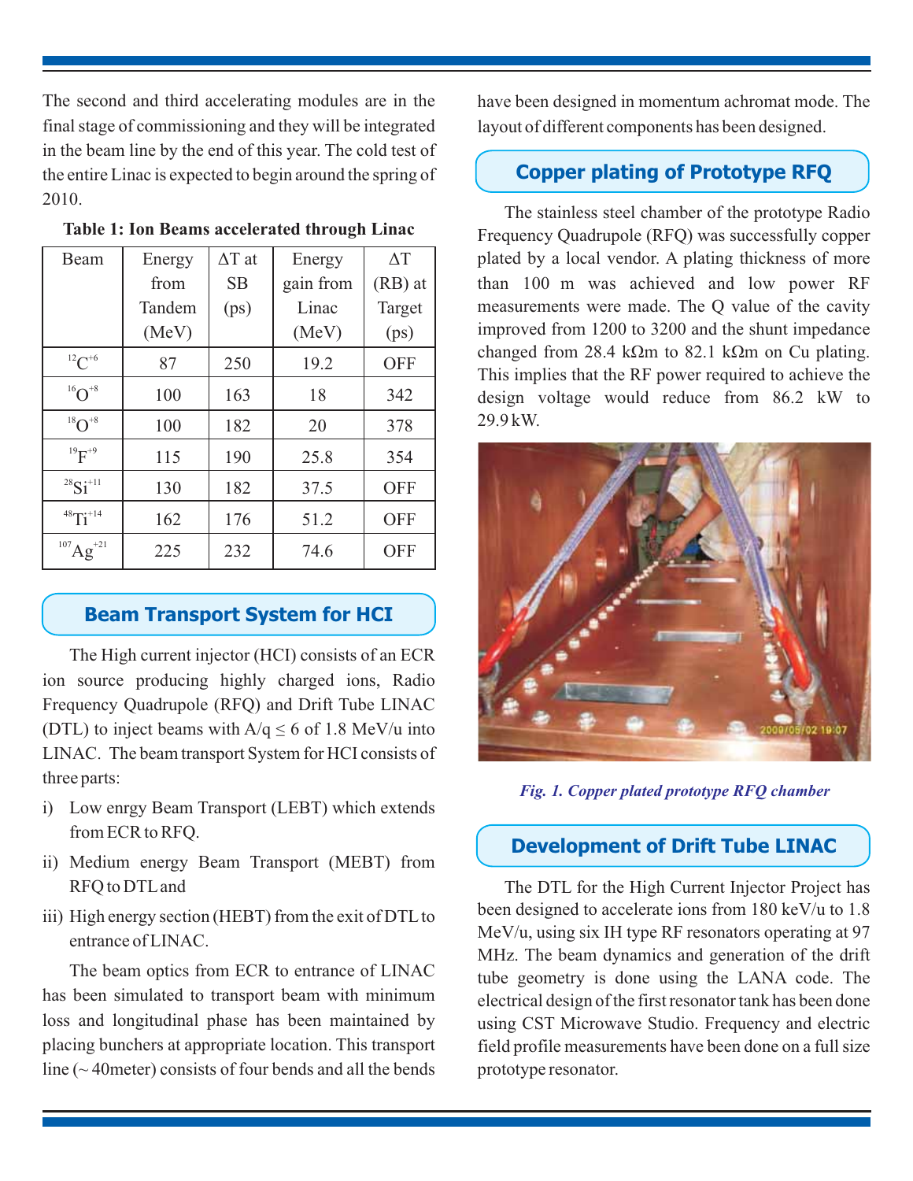The second and third accelerating modules are in the final stage of commissioning and they will be integrated in the beam line by the end of this year. The cold test of the entire Linac is expected to begin around the spring of 2010.

**Table 1: Ion Beams accelerated through Linac**

| Beam | Energy from Tandem (MeV) | ΔT at SB (ps) | Energy gain from Linac (MeV) | ΔT (RB) at Target (ps) |
|---|---|---|---|---|
| $^{12}C^{+6}$ | 87 | 250 | 19.2 | OFF |
| $^{16}O^{+8}$ | 100 | 163 | 18 | 342 |
| $^{18}O^{+8}$ | 100 | 182 | 20 | 378 |
| $^{19}F^{+9}$ | 115 | 190 | 25.8 | 354 |
| $^{28}Si^{+11}$ | 130 | 182 | 37.5 | OFF |
| $^{48}Ti^{+14}$ | 162 | 176 | 51.2 | OFF |
| $^{107}Ag^{+21}$ | 225 | 232 | 74.6 | OFF |

## Beam Transport System for HCI

The High current injector (HCI) consists of an ECR ion source producing highly charged ions, Radio Frequency Quadrupole (RFQ) and Drift Tube LINAC (DTL) to inject beams with $A/q \leq 6$ of 1.8 MeV/u into LINAC. The beam transport System for HCI consists of three parts:

i) Low enrgy Beam Transport (LEBT) which extends from ECR to RFQ.

ii) Medium energy Beam Transport (MEBT) from RFQ to DTL and

iii) High energy section (HEBT) from the exit of DTL to entrance of LINAC.

The beam optics from ECR to entrance of LINAC has been simulated to transport beam with minimum loss and longitudinal phase has been maintained by placing bunchers at appropriate location. This transport line (~ 40meter) consists of four bends and all the bends have been designed in momentum achromat mode. The layout of different components has been designed.

## Copper plating of Prototype RFQ

The stainless steel chamber of the prototype Radio Frequency Quadrupole (RFQ) was successfully copper plated by a local vendor. A plating thickness of more than 100 m was achieved and low power RF measurements were made. The Q value of the cavity improved from 1200 to 3200 and the shunt impedance changed from 28.4 kΩm to 82.1 kΩm on Cu plating. This implies that the RF power required to achieve the design voltage would reduce from 86.2 kW to 29.9 kW.

*Fig. 1. Copper plated prototype RFQ chamber*

## Development of Drift Tube LINAC

The DTL for the High Current Injector Project has been designed to accelerate ions from 180 keV/u to 1.8 MeV/u, using six IH type RF resonators operating at 97 MHz. The beam dynamics and generation of the drift tube geometry is done using the LANA code. The electrical design of the first resonator tank has been done using CST Microwave Studio. Frequency and electric field profile measurements have been done on a full size prototype resonator.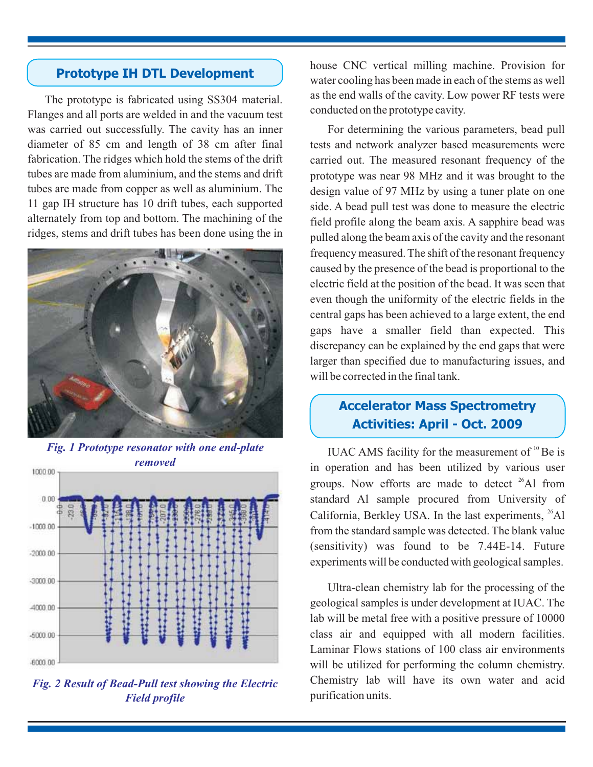## Prototype IH DTL Development

The prototype is fabricated using SS304 material. Flanges and all ports are welded in and the vacuum test was carried out successfully. The cavity has an inner diameter of 85 cm and length of 38 cm after final fabrication. The ridges which hold the stems of the drift tubes are made from aluminium, and the stems and drift tubes are made from copper as well as aluminium. The 11 gap IH structure has 10 drift tubes, each supported alternately from top and bottom. The machining of the ridges, stems and drift tubes has been done using the in house CNC vertical milling machine. Provision for water cooling has been made in each of the stems as well as the end walls of the cavity. Low power RF tests were conducted on the prototype cavity.

*Fig. 1 Prototype resonator with one end-plate removed*

*Fig. 2 Result of Bead-Pull test showing the Electric Field profile*

For determining the various parameters, bead pull tests and network analyzer based measurements were carried out. The measured resonant frequency of the prototype was near 98 MHz and it was brought to the design value of 97 MHz by using a tuner plate on one side. A bead pull test was done to measure the electric field profile along the beam axis. A sapphire bead was pulled along the beam axis of the cavity and the resonant frequency measured. The shift of the resonant frequency caused by the presence of the bead is proportional to the electric field at the position of the bead. It was seen that even though the uniformity of the electric fields in the central gaps has been achieved to a large extent, the end gaps have a smaller field than expected. This discrepancy can be explained by the end gaps that were larger than specified due to manufacturing issues, and will be corrected in the final tank.

## Accelerator Mass Spectrometry Activities: April - Oct. 2009

IUAC AMS facility for the measurement of $^{10}$Be is in operation and has been utilized by various user groups. Now efforts are made to detect $^{26}$Al from standard Al sample procured from University of California, Berkley USA. In the last experiments, $^{26}$Al from the standard sample was detected. The blank value (sensitivity) was found to be 7.44E-14. Future experiments will be conducted with geological samples.

Ultra-clean chemistry lab for the processing of the geological samples is under development at IUAC. The lab will be metal free with a positive pressure of 10000 class air and equipped with all modern facilities. Laminar Flows stations of 100 class air environments will be utilized for performing the column chemistry. Chemistry lab will have its own water and acid purification units.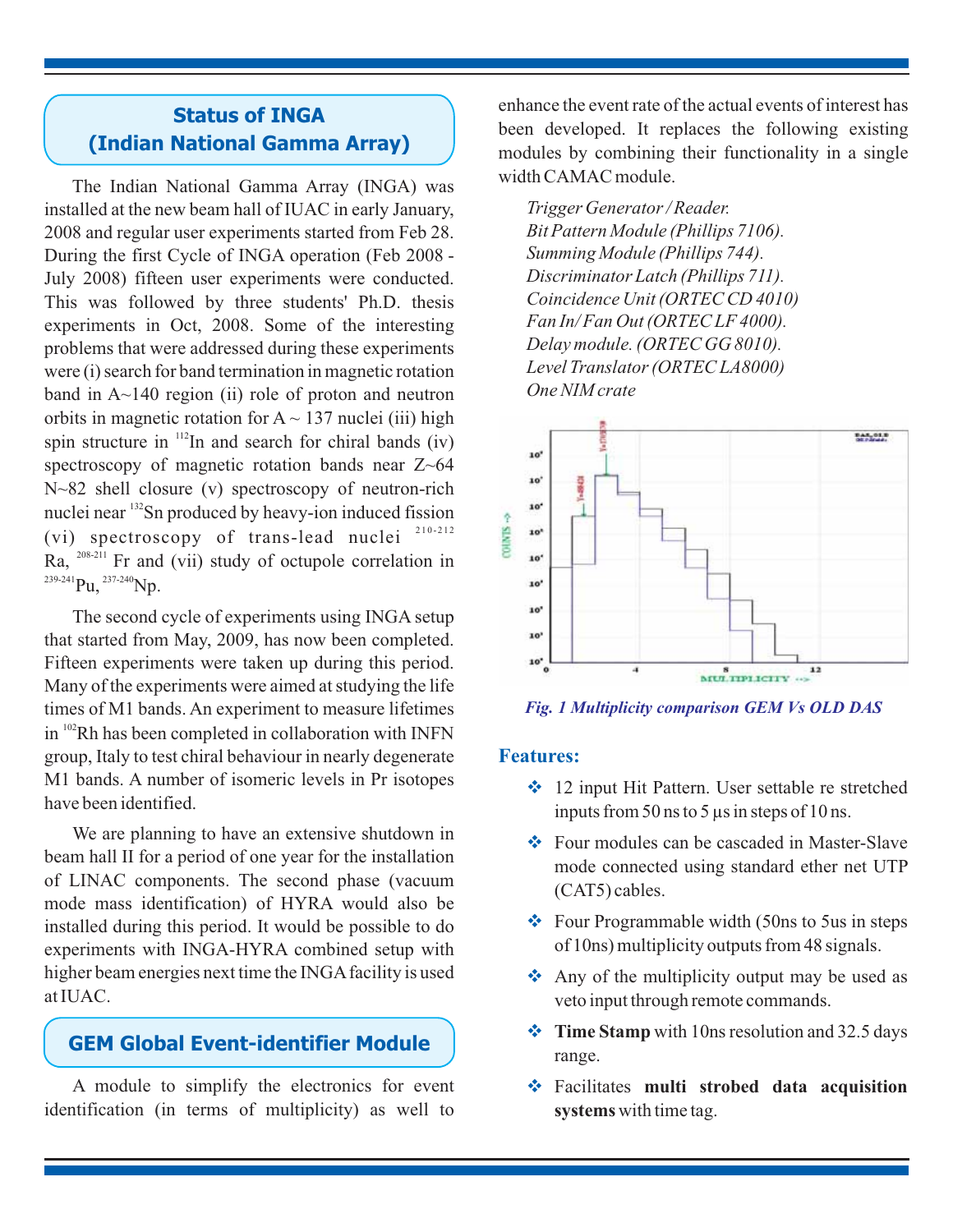## Status of INGA (Indian National Gamma Array)

The Indian National Gamma Array (INGA) was installed at the new beam hall of IUAC in early January, 2008 and regular user experiments started from Feb 28. During the first Cycle of INGA operation (Feb 2008 - July 2008) fifteen user experiments were conducted. This was followed by three students' Ph.D. thesis experiments in Oct, 2008. Some of the interesting problems that were addressed during these experiments were (i) search for band termination in magnetic rotation band in A~140 region (ii) role of proton and neutron orbits in magnetic rotation for A ~ 137 nuclei (iii) high spin structure in $^{112}$In and search for chiral bands (iv) spectroscopy of magnetic rotation bands near Z~64 N~82 shell closure (v) spectroscopy of neutron-rich nuclei near $^{132}$Sn produced by heavy-ion induced fission (vi) spectroscopy of trans-lead nuclei $^{210\text{-}212}$Ra, $^{208\text{-}211}$Fr and (vii) study of octupole correlation in $^{239\text{-}241}$Pu, $^{237\text{-}240}$Np.

The second cycle of experiments using INGA setup that started from May, 2009, has now been completed. Fifteen experiments were taken up during this period. Many of the experiments were aimed at studying the life times of M1 bands. An experiment to measure lifetimes in $^{102}$Rh has been completed in collaboration with INFN group, Italy to test chiral behaviour in nearly degenerate M1 bands. A number of isomeric levels in Pr isotopes have been identified.

We are planning to have an extensive shutdown in beam hall II for a period of one year for the installation of LINAC components. The second phase (vacuum mode mass identification) of HYRA would also be installed during this period. It would be possible to do experiments with INGA-HYRA combined setup with higher beam energies next time the INGA facility is used at IUAC.

## GEM Global Event-identifier Module

A module to simplify the electronics for event identification (in terms of multiplicity) as well to enhance the event rate of the actual events of interest has been developed. It replaces the following existing modules by combining their functionality in a single width CAMAC module.

*Trigger Generator / Reader.*  
*Bit Pattern Module (Phillips 7106).*  
*Summing Module (Phillips 744).*  
*Discriminator Latch (Phillips 711).*  
*Coincidence Unit (ORTEC CD 4010)*  
*Fan In/ Fan Out (ORTEC LF 4000).*  
*Delay module. (ORTEC GG 8010).*  
*Level Translator (ORTEC LA8000)*  
*One NIM crate*

*Fig. 1 Multiplicity comparison GEM Vs OLD DAS*

### Features:

- 12 input Hit Pattern. User settable re stretched inputs from 50 ns to 5 µs in steps of 10 ns.
- Four modules can be cascaded in Master-Slave mode connected using standard ether net UTP (CAT5) cables.
- Four Programmable width (50ns to 5us in steps of 10ns) multiplicity outputs from 48 signals.
- Any of the multiplicity output may be used as veto input through remote commands.
- **Time Stamp** with 10ns resolution and 32.5 days range.
- Facilitates **multi strobed data acquisition systems** with time tag.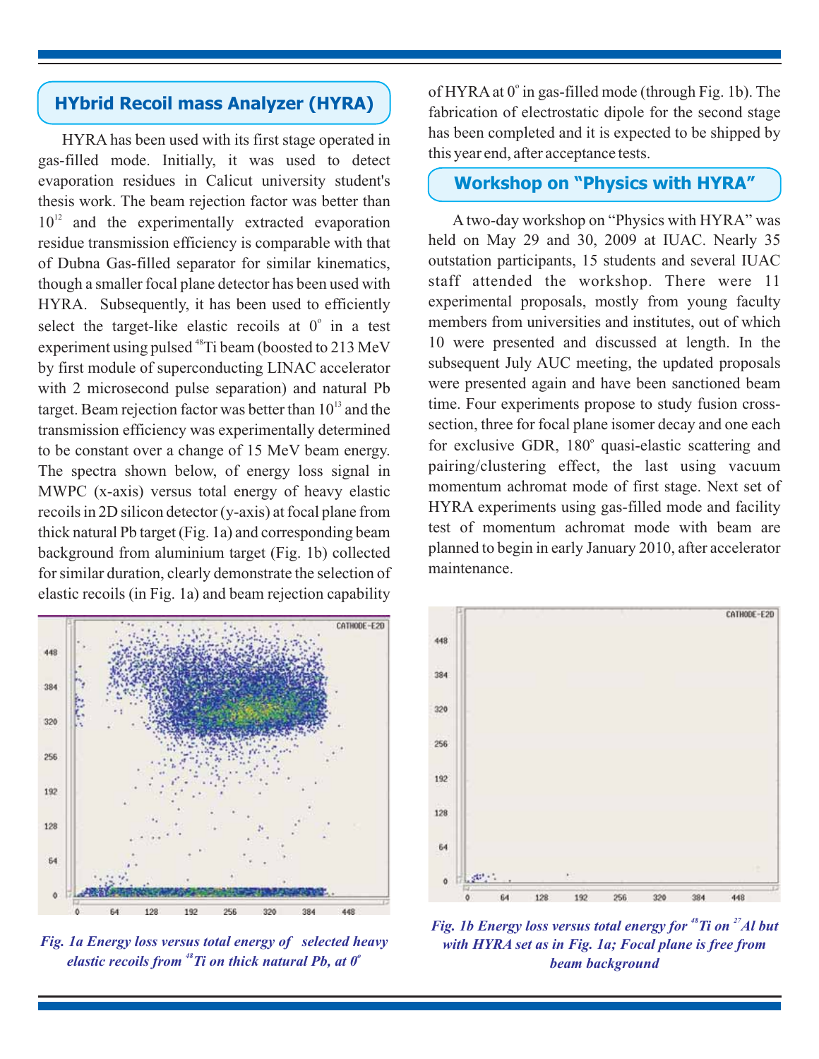## HYbrid Recoil mass Analyzer (HYRA)

HYRA has been used with its first stage operated in gas-filled mode. Initially, it was used to detect evaporation residues in Calicut university student's thesis work. The beam rejection factor was better than $10^{12}$ and the experimentally extracted evaporation residue transmission efficiency is comparable with that of Dubna Gas-filled separator for similar kinematics, though a smaller focal plane detector has been used with HYRA. Subsequently, it has been used to efficiently select the target-like elastic recoils at $0^{o}$ in a test experiment using pulsed $^{48}$Ti beam (boosted to 213 MeV by first module of superconducting LINAC accelerator with 2 microsecond pulse separation) and natural Pb target. Beam rejection factor was better than $10^{13}$ and the transmission efficiency was experimentally determined to be constant over a change of 15 MeV beam energy. The spectra shown below, of energy loss signal in MWPC (x-axis) versus total energy of heavy elastic recoils in 2D silicon detector (y-axis) at focal plane from thick natural Pb target (Fig. 1a) and corresponding beam background from aluminium target (Fig. 1b) collected for similar duration, clearly demonstrate the selection of elastic recoils (in Fig. 1a) and beam rejection capability of HYRA at $0^{o}$ in gas-filled mode (through Fig. 1b). The fabrication of electrostatic dipole for the second stage has been completed and it is expected to be shipped by this year end, after acceptance tests.

## Workshop on "Physics with HYRA"

A two-day workshop on "Physics with HYRA" was held on May 29 and 30, 2009 at IUAC. Nearly 35 outstation participants, 15 students and several IUAC staff attended the workshop. There were 11 experimental proposals, mostly from young faculty members from universities and institutes, out of which 10 were presented and discussed at length. In the subsequent July AUC meeting, the updated proposals were presented again and have been sanctioned beam time. Four experiments propose to study fusion cross-section, three for focal plane isomer decay and one each for exclusive GDR, $180^{o}$ quasi-elastic scattering and pairing/clustering effect, the last using vacuum momentum achromat mode of first stage. Next set of HYRA experiments using gas-filled mode and facility test of momentum achromat mode with beam are planned to begin in early January 2010, after accelerator maintenance.

*Fig. 1a Energy loss versus total energy of selected heavy elastic recoils from $^{48}$Ti on thick natural Pb, at $0^{o}$*

*Fig. 1b Energy loss versus total energy for $^{48}$Ti on $^{27}$Al but with HYRA set as in Fig. 1a; Focal plane is free from beam background*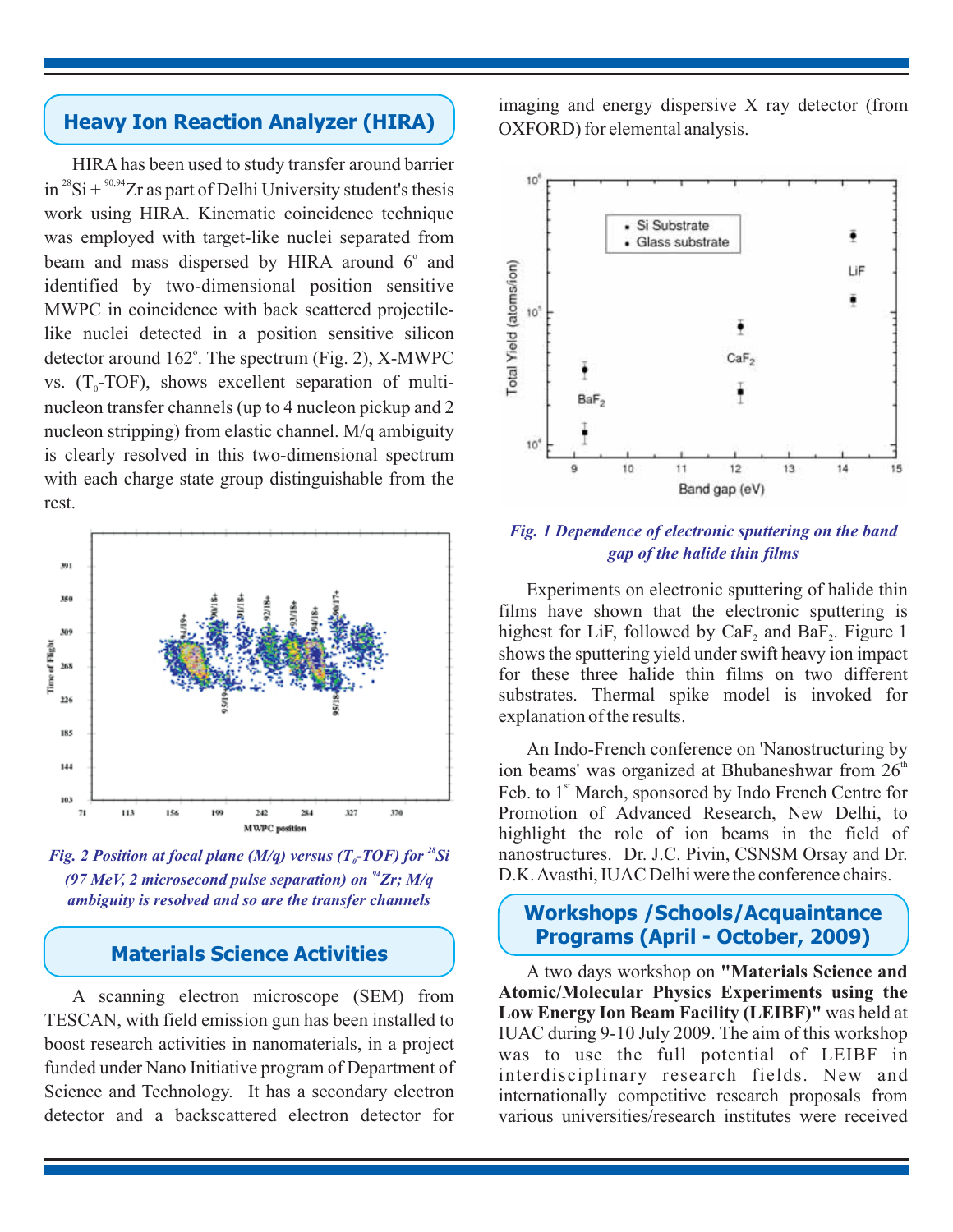## Heavy Ion Reaction Analyzer (HIRA)

HIRA has been used to study transfer around barrier in $^{28}Si + {}^{90,94}Zr$ as part of Delhi University student's thesis work using HIRA. Kinematic coincidence technique was employed with target-like nuclei separated from beam and mass dispersed by HIRA around 6° and identified by two-dimensional position sensitive MWPC in coincidence with back scattered projectile-like nuclei detected in a position sensitive silicon detector around 162°. The spectrum (Fig. 2), X-MWPC vs. ($T_0$-TOF), shows excellent separation of multi-nucleon transfer channels (up to 4 nucleon pickup and 2 nucleon stripping) from elastic channel. M/q ambiguity is clearly resolved in this two-dimensional spectrum with each charge state group distinguishable from the rest.

*Fig. 2 Position at focal plane (M/q) versus ($T_0$-TOF) for $^{28}Si$ (97 MeV, 2 microsecond pulse separation) on $^{94}Zr$; M/q ambiguity is resolved and so are the transfer channels*

## Materials Science Activities

A scanning electron microscope (SEM) from TESCAN, with field emission gun has been installed to boost research activities in nanomaterials, in a project funded under Nano Initiative program of Department of Science and Technology. It has a secondary electron detector and a backscattered electron detector for imaging and energy dispersive X ray detector (from OXFORD) for elemental analysis.

*Fig. 1 Dependence of electronic sputtering on the band gap of the halide thin films*

Experiments on electronic sputtering of halide thin films have shown that the electronic sputtering is highest for LiF, followed by $CaF_2$ and $BaF_2$. Figure 1 shows the sputtering yield under swift heavy ion impact for these three halide thin films on two different substrates. Thermal spike model is invoked for explanation of the results.

An Indo-French conference on 'Nanostructuring by ion beams' was organized at Bhubaneshwar from 26th Feb. to 1st March, sponsored by Indo French Centre for Promotion of Advanced Research, New Delhi, to highlight the role of ion beams in the field of nanostructures. Dr. J.C. Pivin, CSNSM Orsay and Dr. D.K. Avasthi, IUAC Delhi were the conference chairs.

## Workshops /Schools/Acquaintance Programs (April - October, 2009)

A two days workshop on **"Materials Science and Atomic/Molecular Physics Experiments using the Low Energy Ion Beam Facility (LEIBF)"** was held at IUAC during 9-10 July 2009. The aim of this workshop was to use the full potential of LEIBF in interdisciplinary research fields. New and internationally competitive research proposals from various universities/research institutes were received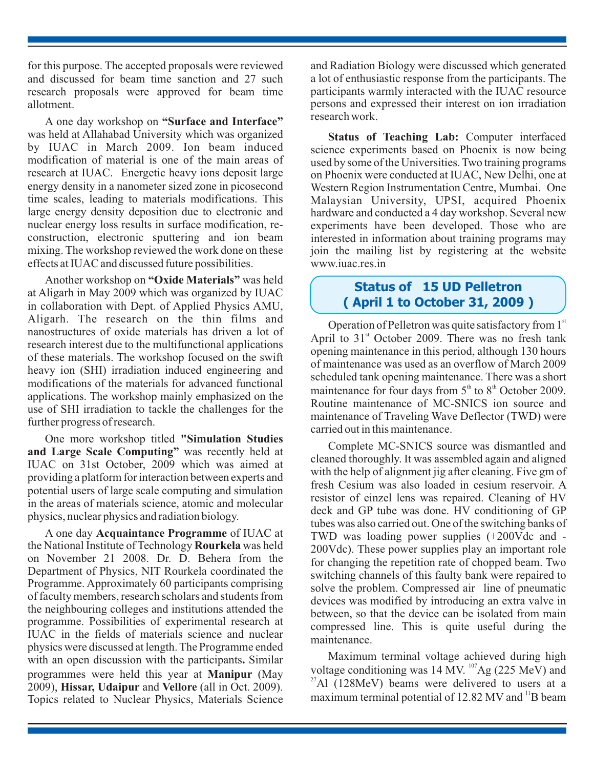for this purpose. The accepted proposals were reviewed and discussed for beam time sanction and 27 such research proposals were approved for beam time allotment.

A one day workshop on **"Surface and Interface"** was held at Allahabad University which was organized by IUAC in March 2009. Ion beam induced modification of material is one of the main areas of research at IUAC. Energetic heavy ions deposit large energy density in a nanometer sized zone in picosecond time scales, leading to materials modifications. This large energy density deposition due to electronic and nuclear energy loss results in surface modification, re-construction, electronic sputtering and ion beam mixing. The workshop reviewed the work done on these effects at IUAC and discussed future possibilities.

Another workshop on **"Oxide Materials"** was held at Aligarh in May 2009 which was organized by IUAC in collaboration with Dept. of Applied Physics AMU, Aligarh. The research on the thin films and nanostructures of oxide materials has driven a lot of research interest due to the multifunctional applications of these materials. The workshop focused on the swift heavy ion (SHI) irradiation induced engineering and modifications of the materials for advanced functional applications. The workshop mainly emphasized on the use of SHI irradiation to tackle the challenges for the further progress of research.

One more workshop titled **"Simulation Studies and Large Scale Computing"** was recently held at IUAC on 31st October, 2009 which was aimed at providing a platform for interaction between experts and potential users of large scale computing and simulation in the areas of materials science, atomic and molecular physics, nuclear physics and radiation biology.

A one day **Acquaintance Programme** of IUAC at the National Institute of Technology **Rourkela** was held on November 21 2008. Dr. D. Behera from the Department of Physics, NIT Rourkela coordinated the Programme. Approximately 60 participants comprising of faculty members, research scholars and students from the neighbouring colleges and institutions attended the programme. Possibilities of experimental research at IUAC in the fields of materials science and nuclear physics were discussed at length. The Programme ended with an open discussion with the participants**.** Similar programmes were held this year at **Manipur** (May 2009), **Hissar, Udaipur** and **Vellore** (all in Oct. 2009). Topics related to Nuclear Physics, Materials Science and Radiation Biology were discussed which generated a lot of enthusiastic response from the participants. The participants warmly interacted with the IUAC resource persons and expressed their interest on ion irradiation research work.

**Status of Teaching Lab:** Computer interfaced science experiments based on Phoenix is now being used by some of the Universities. Two training programs on Phoenix were conducted at IUAC, New Delhi, one at Western Region Instrumentation Centre, Mumbai. One Malaysian University, UPSI, acquired Phoenix hardware and conducted a 4 day workshop. Several new experiments have been developed. Those who are interested in information about training programs may join the mailing list by registering at the website www.iuac.res.in

## Status of 15 UD Pelletron ( April 1 to October 31, 2009 )

Operation of Pelletron was quite satisfactory from 1st April to 31st October 2009. There was no fresh tank opening maintenance in this period, although 130 hours of maintenance was used as an overflow of March 2009 scheduled tank opening maintenance. There was a short maintenance for four days from 5th to 8th October 2009. Routine maintenance of MC-SNICS ion source and maintenance of Traveling Wave Deflector (TWD) were carried out in this maintenance.

Complete MC-SNICS source was dismantled and cleaned thoroughly. It was assembled again and aligned with the help of alignment jig after cleaning. Five gm of fresh Cesium was also loaded in cesium reservoir. A resistor of einzel lens was repaired. Cleaning of HV deck and GP tube was done. HV conditioning of GP tubes was also carried out. One of the switching banks of TWD was loading power supplies (+200Vdc and -200Vdc). These power supplies play an important role for changing the repetition rate of chopped beam. Two switching channels of this faulty bank were repaired to solve the problem. Compressed air line of pneumatic devices was modified by introducing an extra valve in between, so that the device can be isolated from main compressed line. This is quite useful during the maintenance.

Maximum terminal voltage achieved during high voltage conditioning was 14 MV. $^{107}$Ag (225 MeV) and $^{27}$Al (128MeV) beams were delivered to users at a maximum terminal potential of 12.82 MV and $^{11}$B beam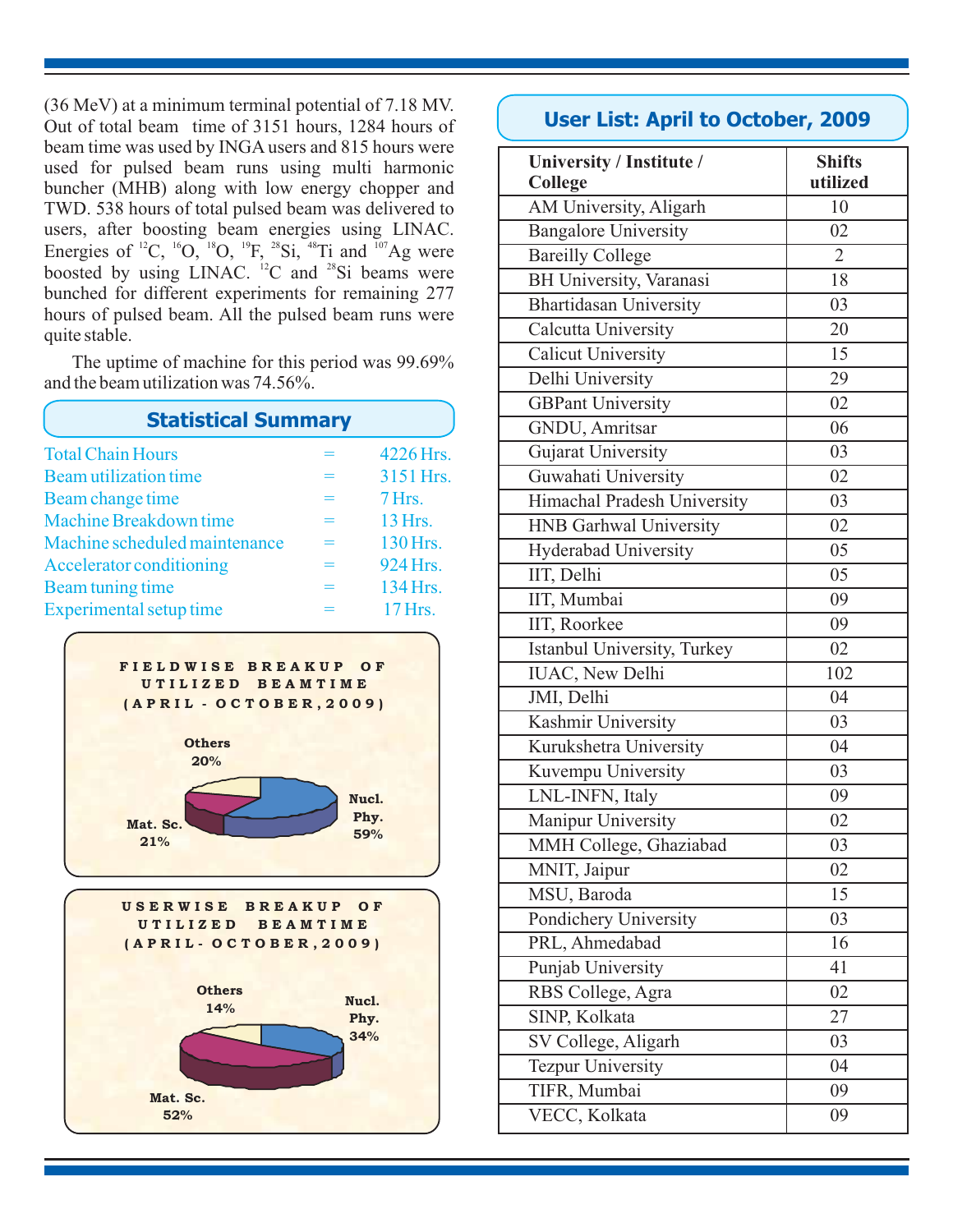(36 MeV) at a minimum terminal potential of 7.18 MV. Out of total beam time of 3151 hours, 1284 hours of beam time was used by INGA users and 815 hours were used for pulsed beam runs using multi harmonic buncher (MHB) along with low energy chopper and TWD. 538 hours of total pulsed beam was delivered to users, after boosting beam energies using LINAC. Energies of $^{12}C$, $^{16}O$, $^{18}O$, $^{19}F$, $^{28}Si$, $^{48}Ti$ and $^{107}Ag$ were boosted by using LINAC. $^{12}C$ and $^{28}Si$ beams were bunched for different experiments for remaining 277 hours of pulsed beam. All the pulsed beam runs were quite stable.

The uptime of machine for this period was 99.69% and the beam utilization was 74.56%.

## Statistical Summary

| | | |
|---|---|---|
| Total Chain Hours | = | 4226 Hrs. |
| Beam utilization time | = | 3151 Hrs. |
| Beam change time | = | 7 Hrs. |
| Machine Breakdown time | = | 13 Hrs. |
| Machine scheduled maintenance | = | 130 Hrs. |
| Accelerator conditioning | = | 924 Hrs. |
| Beam tuning time | = | 134 Hrs. |
| Experimental setup time | = | 17 Hrs. |

FIELDWISE BREAKUP OF UTILIZED BEAMTIME (APRIL - OCTOBER,2009)

Others 20%

Nucl. Phy. 59%

Mat. Sc. 21%

USERWISE BREAKUP OF UTILIZED BEAMTIME (APRIL- OCTOBER,2009)

Others 14%

Nucl. Phy. 34%

Mat. Sc. 52%

## User List: April to October, 2009

| University / Institute / College | Shifts utilized |
|---|---|
| AM University, Aligarh | 10 |
| Bangalore University | 02 |
| Bareilly College | 2 |
| BH University, Varanasi | 18 |
| Bhartidasan University | 03 |
| Calcutta University | 20 |
| Calicut University | 15 |
| Delhi University | 29 |
| GBPant University | 02 |
| GNDU, Amritsar | 06 |
| Gujarat University | 03 |
| Guwahati University | 02 |
| Himachal Pradesh University | 03 |
| HNB Garhwal University | 02 |
| Hyderabad University | 05 |
| IIT, Delhi | 05 |
| IIT, Mumbai | 09 |
| IIT, Roorkee | 09 |
| Istanbul University, Turkey | 02 |
| IUAC, New Delhi | 102 |
| JMI, Delhi | 04 |
| Kashmir University | 03 |
| Kurukshetra University | 04 |
| Kuvempu University | 03 |
| LNL-INFN, Italy | 09 |
| Manipur University | 02 |
| MMH College, Ghaziabad | 03 |
| MNIT, Jaipur | 02 |
| MSU, Baroda | 15 |
| Pondichery University | 03 |
| PRL, Ahmedabad | 16 |
| Punjab University | 41 |
| RBS College, Agra | 02 |
| SINP, Kolkata | 27 |
| SV College, Aligarh | 03 |
| Tezpur University | 04 |
| TIFR, Mumbai | 09 |
| VECC, Kolkata | 09 |